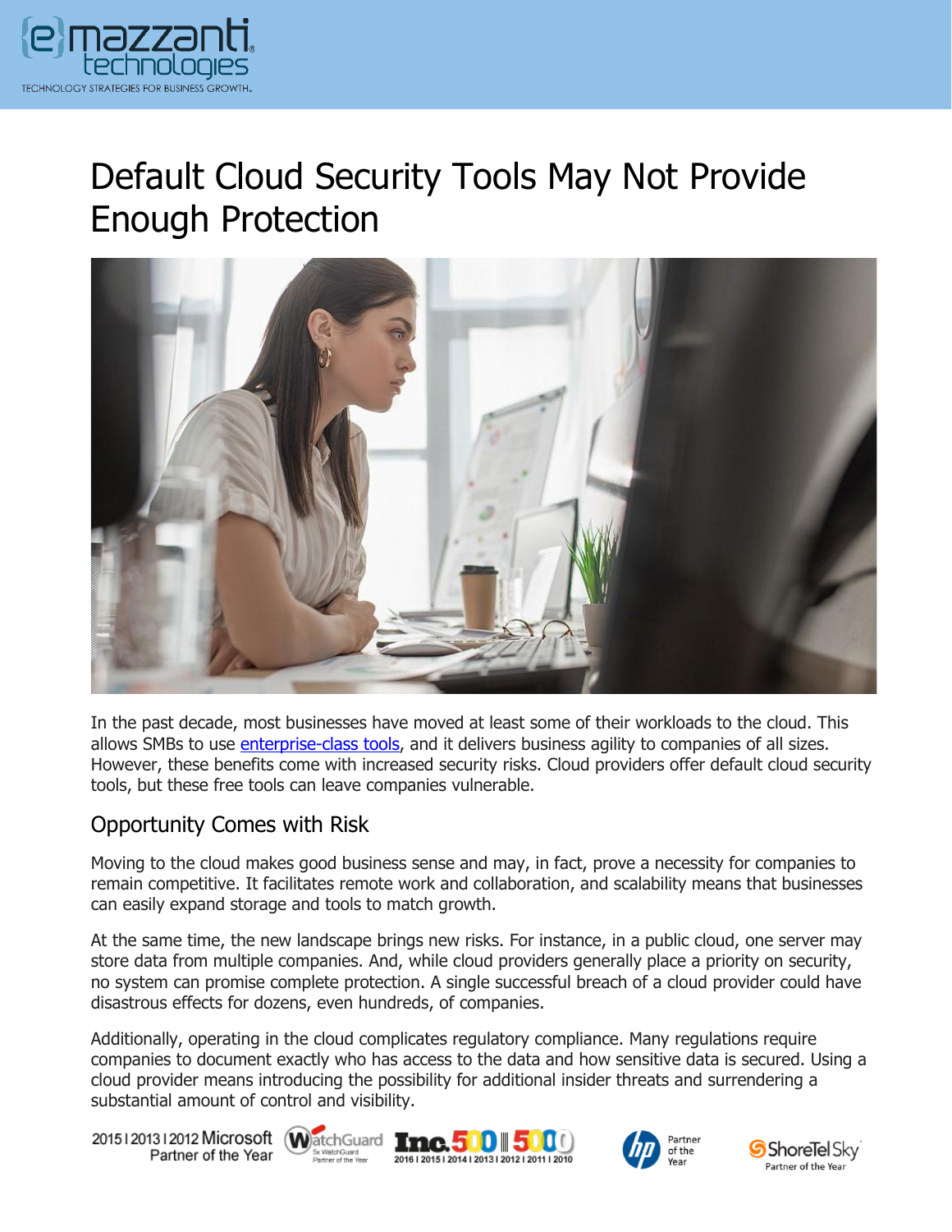# Default Cloud Security Tools May Not Provide Enough Protection

In the past decade, most businesses have moved at least some of their workloads to the cloud. This allows SMBs to use enterprise-class tools, and it delivers business agility to companies of all sizes. However, these benefits come with increased security risks. Cloud providers offer default cloud security tools, but these free tools can leave companies vulnerable.

## Opportunity Comes with Risk

Moving to the cloud makes good business sense and may, in fact, prove a necessity for companies to remain competitive. It facilitates remote work and collaboration, and scalability means that businesses can easily expand storage and tools to match growth.

At the same time, the new landscape brings new risks. For instance, in a public cloud, one server may store data from multiple companies. And, while cloud providers generally place a priority on security, no system can promise complete protection. A single successful breach of a cloud provider could have disastrous effects for dozens, even hundreds, of companies.

Additionally, operating in the cloud complicates regulatory compliance. Many regulations require companies to document exactly who has access to the data and how sensitive data is secured. Using a cloud provider means introducing the possibility for additional insider threats and surrendering a substantial amount of control and visibility.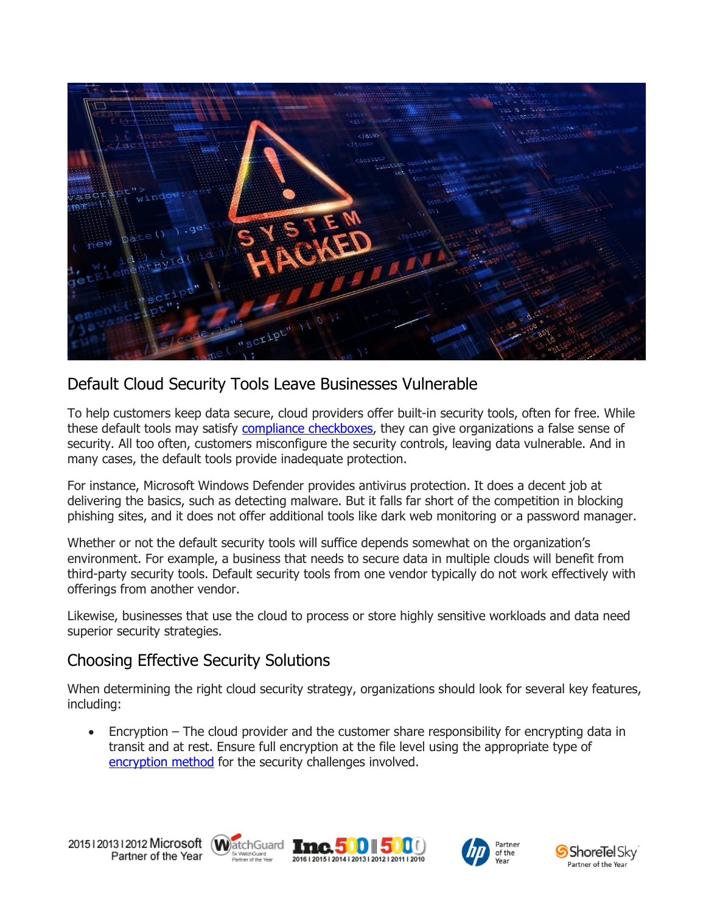## Default Cloud Security Tools Leave Businesses Vulnerable

To help customers keep data secure, cloud providers offer built-in security tools, often for free. While these default tools may satisfy compliance checkboxes, they can give organizations a false sense of security. All too often, customers misconfigure the security controls, leaving data vulnerable. And in many cases, the default tools provide inadequate protection.

For instance, Microsoft Windows Defender provides antivirus protection. It does a decent job at delivering the basics, such as detecting malware. But it falls far short of the competition in blocking phishing sites, and it does not offer additional tools like dark web monitoring or a password manager.

Whether or not the default security tools will suffice depends somewhat on the organization's environment. For example, a business that needs to secure data in multiple clouds will benefit from third-party security tools. Default security tools from one vendor typically do not work effectively with offerings from another vendor.

Likewise, businesses that use the cloud to process or store highly sensitive workloads and data need superior security strategies.

## Choosing Effective Security Solutions

When determining the right cloud security strategy, organizations should look for several key features, including:

- Encryption – The cloud provider and the customer share responsibility for encrypting data in transit and at rest. Ensure full encryption at the file level using the appropriate type of encryption method for the security challenges involved.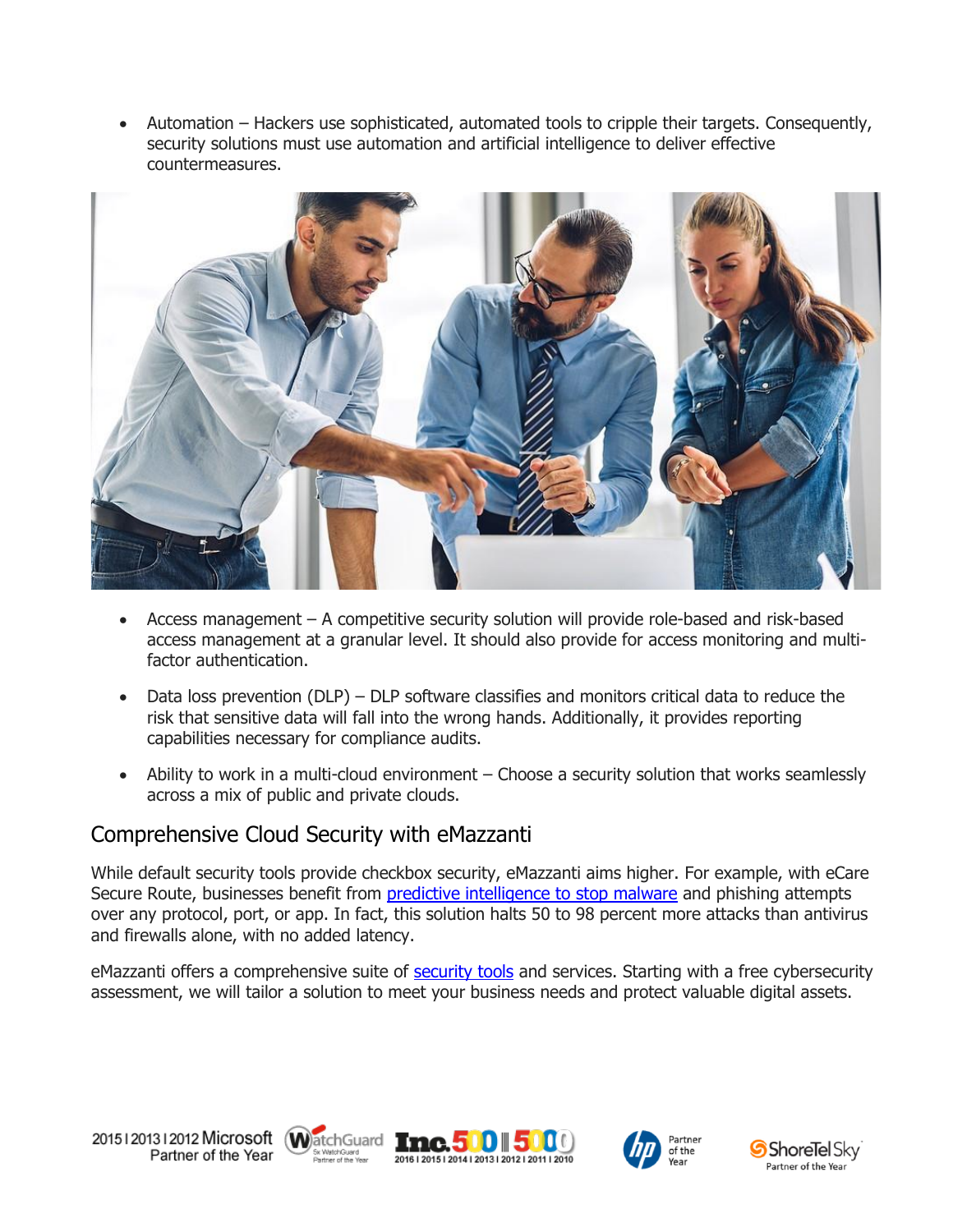- Automation – Hackers use sophisticated, automated tools to cripple their targets. Consequently, security solutions must use automation and artificial intelligence to deliver effective countermeasures.

- Access management – A competitive security solution will provide role-based and risk-based access management at a granular level. It should also provide for access monitoring and multi-factor authentication.

- Data loss prevention (DLP) – DLP software classifies and monitors critical data to reduce the risk that sensitive data will fall into the wrong hands. Additionally, it provides reporting capabilities necessary for compliance audits.

- Ability to work in a multi-cloud environment – Choose a security solution that works seamlessly across a mix of public and private clouds.

## Comprehensive Cloud Security with eMazzanti

While default security tools provide checkbox security, eMazzanti aims higher. For example, with eCare Secure Route, businesses benefit from predictive intelligence to stop malware and phishing attempts over any protocol, port, or app. In fact, this solution halts 50 to 98 percent more attacks than antivirus and firewalls alone, with no added latency.

eMazzanti offers a comprehensive suite of security tools and services. Starting with a free cybersecurity assessment, we will tailor a solution to meet your business needs and protect valuable digital assets.

2015 | 2013 | 2012 Microsoft Partner of the Year

WatchGuard 5x WatchGuard Partner of the Year

Inc. 500 | 5000 2016 | 2015 | 2014 | 2013 | 2012 | 2011 | 2010

hp Partner of the Year

ShoreTel Sky Partner of the Year